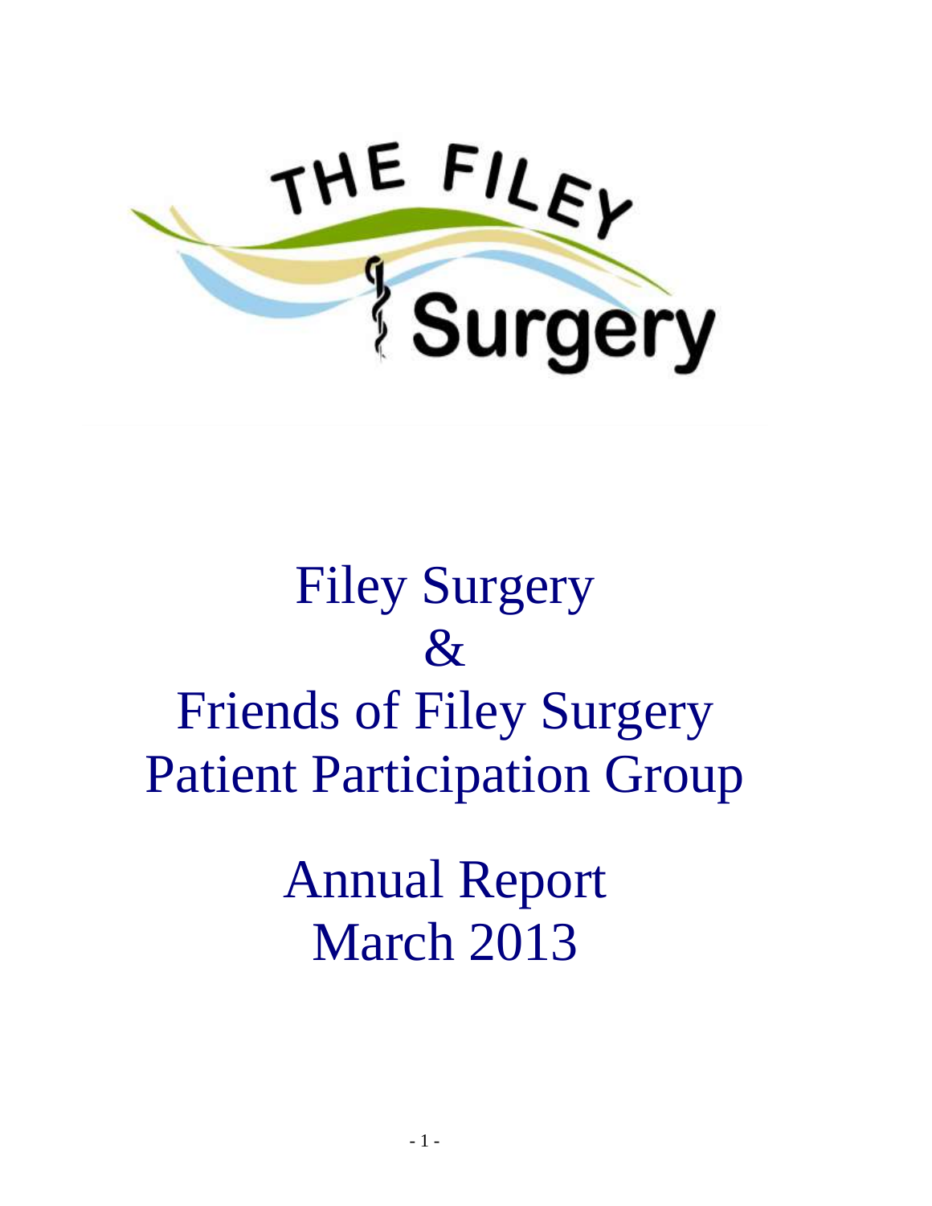THE FILEY Surgery

# Filey Surgery
# &
# Friends of Filey Surgery Patient Participation Group

# Annual Report March 2013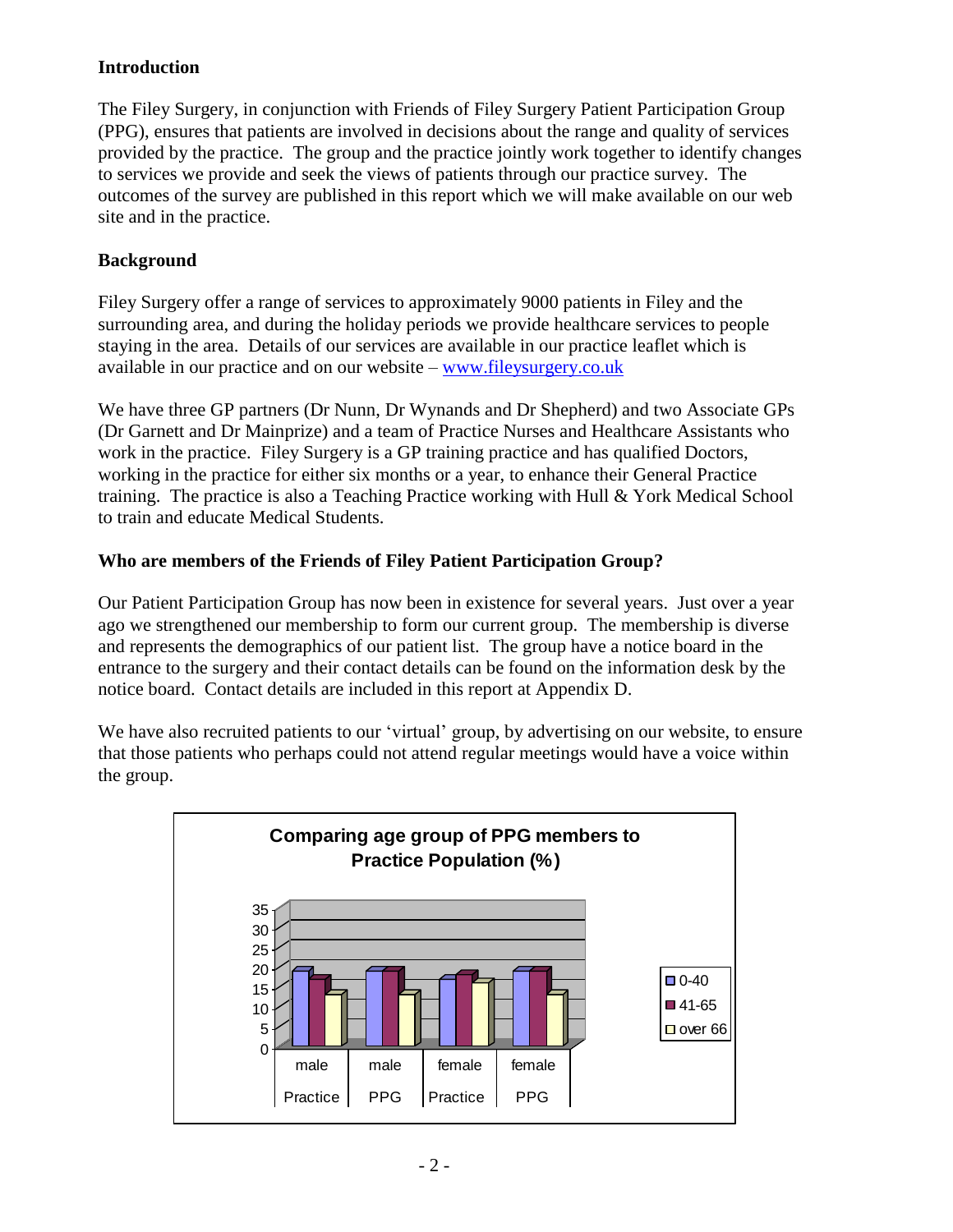## Introduction

The Filey Surgery, in conjunction with Friends of Filey Surgery Patient Participation Group (PPG), ensures that patients are involved in decisions about the range and quality of services provided by the practice. The group and the practice jointly work together to identify changes to services we provide and seek the views of patients through our practice survey. The outcomes of the survey are published in this report which we will make available on our web site and in the practice.

## Background

Filey Surgery offer a range of services to approximately 9000 patients in Filey and the surrounding area, and during the holiday periods we provide healthcare services to people staying in the area. Details of our services are available in our practice leaflet which is available in our practice and on our website – www.fileysurgery.co.uk

We have three GP partners (Dr Nunn, Dr Wynands and Dr Shepherd) and two Associate GPs (Dr Garnett and Dr Mainprize) and a team of Practice Nurses and Healthcare Assistants who work in the practice. Filey Surgery is a GP training practice and has qualified Doctors, working in the practice for either six months or a year, to enhance their General Practice training. The practice is also a Teaching Practice working with Hull & York Medical School to train and educate Medical Students.

## Who are members of the Friends of Filey Patient Participation Group?

Our Patient Participation Group has now been in existence for several years. Just over a year ago we strengthened our membership to form our current group. The membership is diverse and represents the demographics of our patient list. The group have a notice board in the entrance to the surgery and their contact details can be found on the information desk by the notice board. Contact details are included in this report at Appendix D.

We have also recruited patients to our 'virtual' group, by advertising on our website, to ensure that those patients who perhaps could not attend regular meetings would have a voice within the group.

**Comparing age group of PPG members to Practice Population (%)**

| | 0-40 | 41-65 | over 66 |
|---|---|---|---|
| male Practice | 19 | 17 | 13 |
| male PPG | 19 | 19 | 13 |
| female Practice | 17 | 18 | 16 |
| female PPG | 19 | 19 | 13 |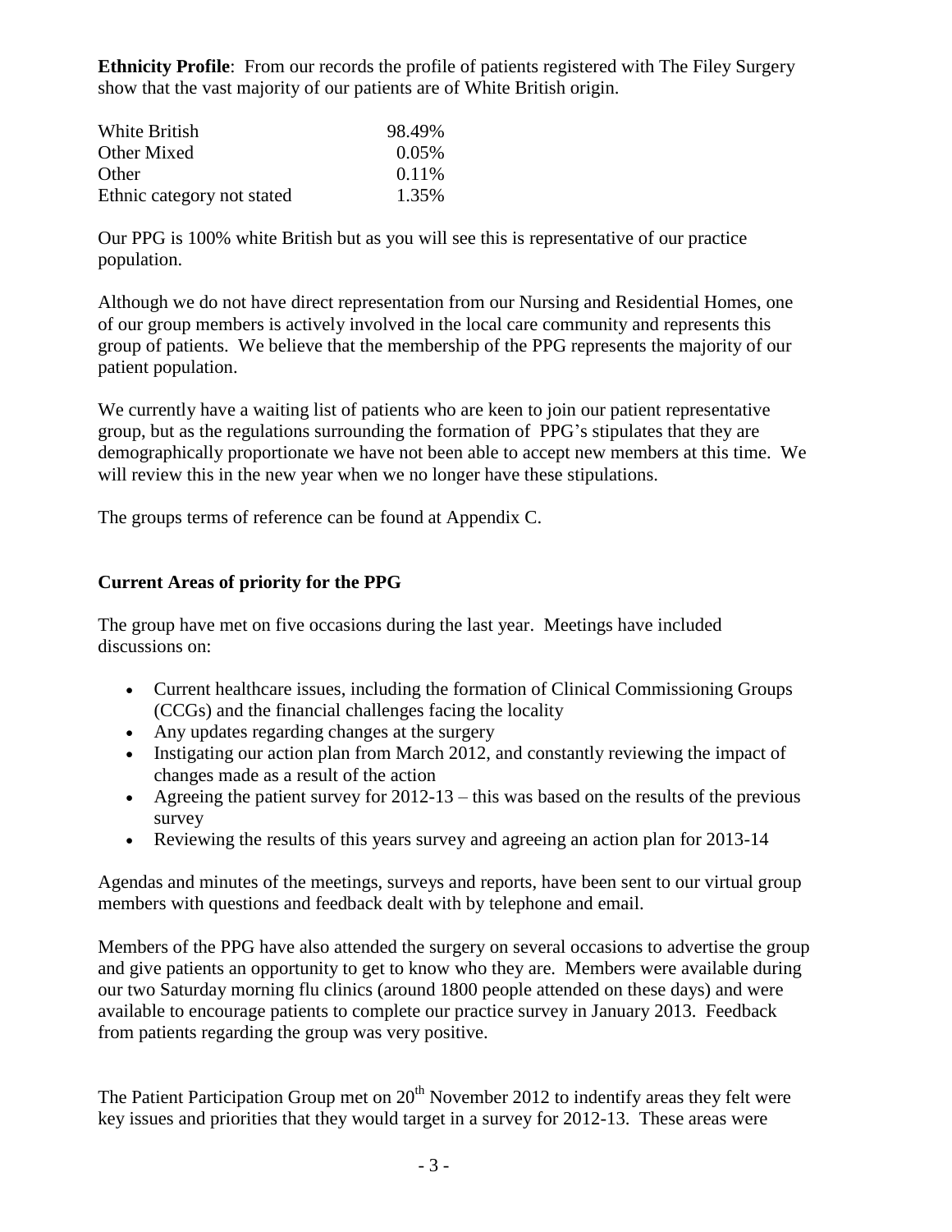**Ethnicity Profile**: From our records the profile of patients registered with The Filey Surgery show that the vast majority of our patients are of White British origin.

| | |
|---|---|
| White British | 98.49% |
| Other Mixed | 0.05% |
| Other | 0.11% |
| Ethnic category not stated | 1.35% |

Our PPG is 100% white British but as you will see this is representative of our practice population.

Although we do not have direct representation from our Nursing and Residential Homes, one of our group members is actively involved in the local care community and represents this group of patients. We believe that the membership of the PPG represents the majority of our patient population.

We currently have a waiting list of patients who are keen to join our patient representative group, but as the regulations surrounding the formation of PPG's stipulates that they are demographically proportionate we have not been able to accept new members at this time. We will review this in the new year when we no longer have these stipulations.

The groups terms of reference can be found at Appendix C.

**Current Areas of priority for the PPG**

The group have met on five occasions during the last year. Meetings have included discussions on:

- Current healthcare issues, including the formation of Clinical Commissioning Groups (CCGs) and the financial challenges facing the locality
- Any updates regarding changes at the surgery
- Instigating our action plan from March 2012, and constantly reviewing the impact of changes made as a result of the action
- Agreeing the patient survey for 2012-13 – this was based on the results of the previous survey
- Reviewing the results of this years survey and agreeing an action plan for 2013-14

Agendas and minutes of the meetings, surveys and reports, have been sent to our virtual group members with questions and feedback dealt with by telephone and email.

Members of the PPG have also attended the surgery on several occasions to advertise the group and give patients an opportunity to get to know who they are. Members were available during our two Saturday morning flu clinics (around 1800 people attended on these days) and were available to encourage patients to complete our practice survey in January 2013. Feedback from patients regarding the group was very positive.

The Patient Participation Group met on 20th November 2012 to indentify areas they felt were key issues and priorities that they would target in a survey for 2012-13. These areas were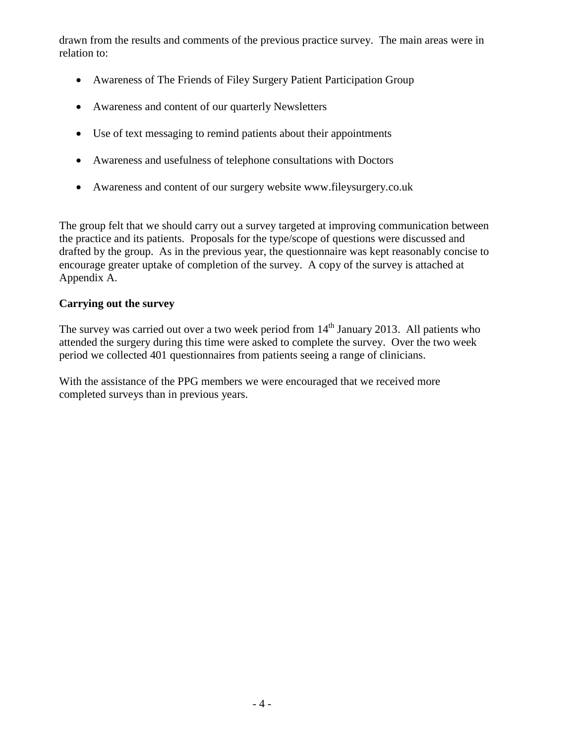drawn from the results and comments of the previous practice survey. The main areas were in relation to:

- Awareness of The Friends of Filey Surgery Patient Participation Group
- Awareness and content of our quarterly Newsletters
- Use of text messaging to remind patients about their appointments
- Awareness and usefulness of telephone consultations with Doctors
- Awareness and content of our surgery website www.fileysurgery.co.uk

The group felt that we should carry out a survey targeted at improving communication between the practice and its patients. Proposals for the type/scope of questions were discussed and drafted by the group. As in the previous year, the questionnaire was kept reasonably concise to encourage greater uptake of completion of the survey. A copy of the survey is attached at Appendix A.

**Carrying out the survey**

The survey was carried out over a two week period from 14th January 2013. All patients who attended the surgery during this time were asked to complete the survey. Over the two week period we collected 401 questionnaires from patients seeing a range of clinicians.

With the assistance of the PPG members we were encouraged that we received more completed surveys than in previous years.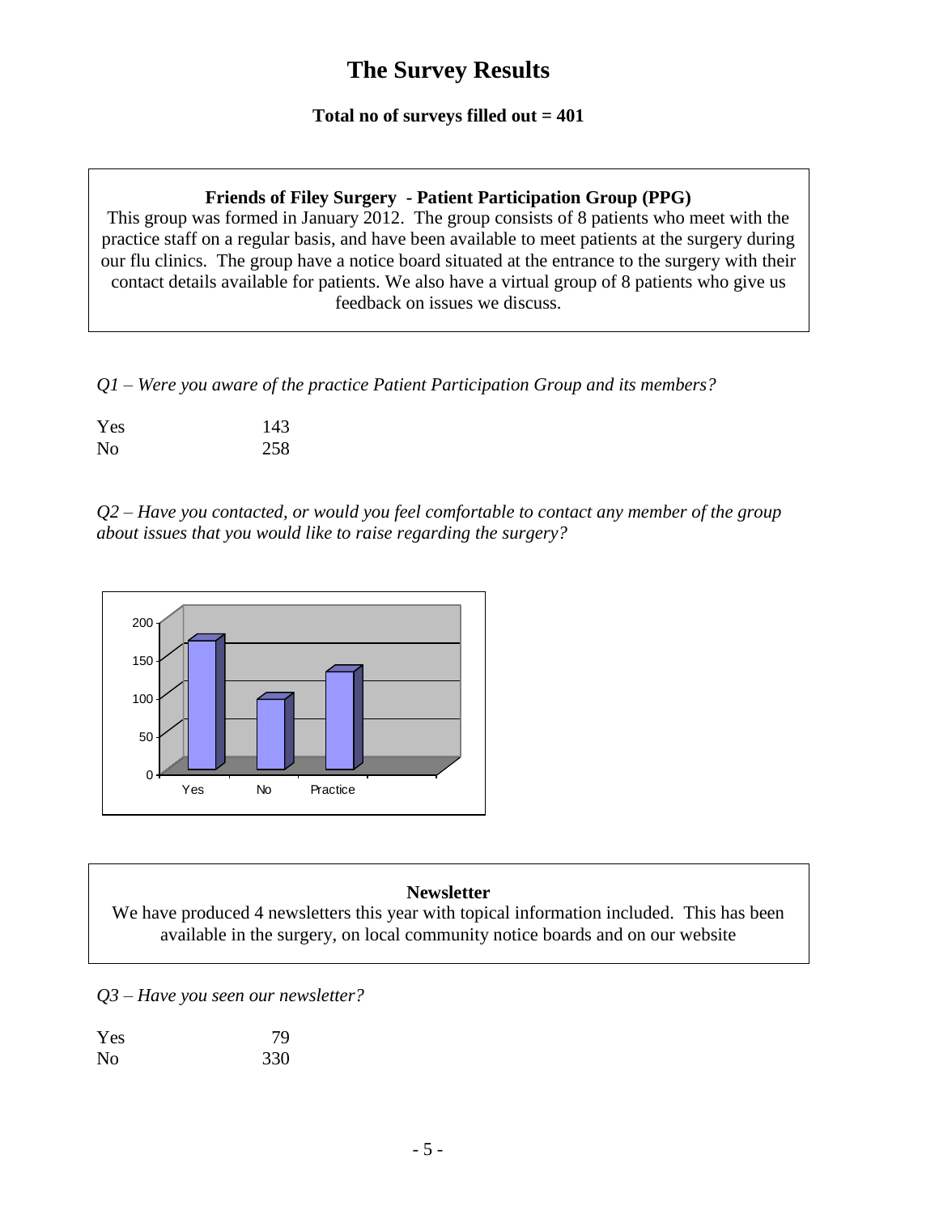# The Survey Results

**Total no of surveys filled out = 401**

**Friends of Filey Surgery - Patient Participation Group (PPG)**

This group was formed in January 2012. The group consists of 8 patients who meet with the practice staff on a regular basis, and have been available to meet patients at the surgery during our flu clinics. The group have a notice board situated at the entrance to the surgery with their contact details available for patients. We also have a virtual group of 8 patients who give us feedback on issues we discuss.

*Q1 – Were you aware of the practice Patient Participation Group and its members?*

| | |
|---|---|
| Yes | 143 |
| No | 258 |

*Q2 – Have you contacted, or would you feel comfortable to contact any member of the group about issues that you would like to raise regarding the surgery?*

**Newsletter**

We have produced 4 newsletters this year with topical information included. This has been available in the surgery, on local community notice boards and on our website

*Q3 – Have you seen our newsletter?*

| | |
|---|---|
| Yes | 79 |
| No | 330 |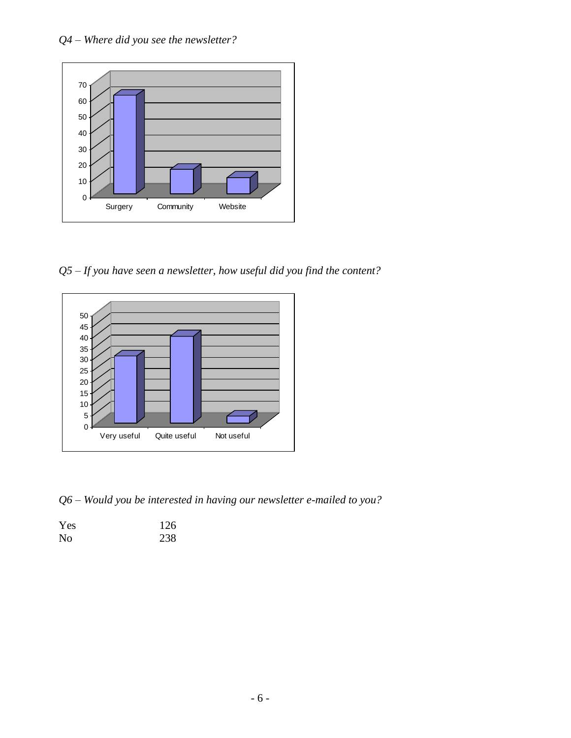*Q4 – Where did you see the newsletter?*

*Q5 – If you have seen a newsletter, how useful did you find the content?*

*Q6 – Would you be interested in having our newsletter e-mailed to you?*

| | |
|---|---|
| Yes | 126 |
| No | 238 |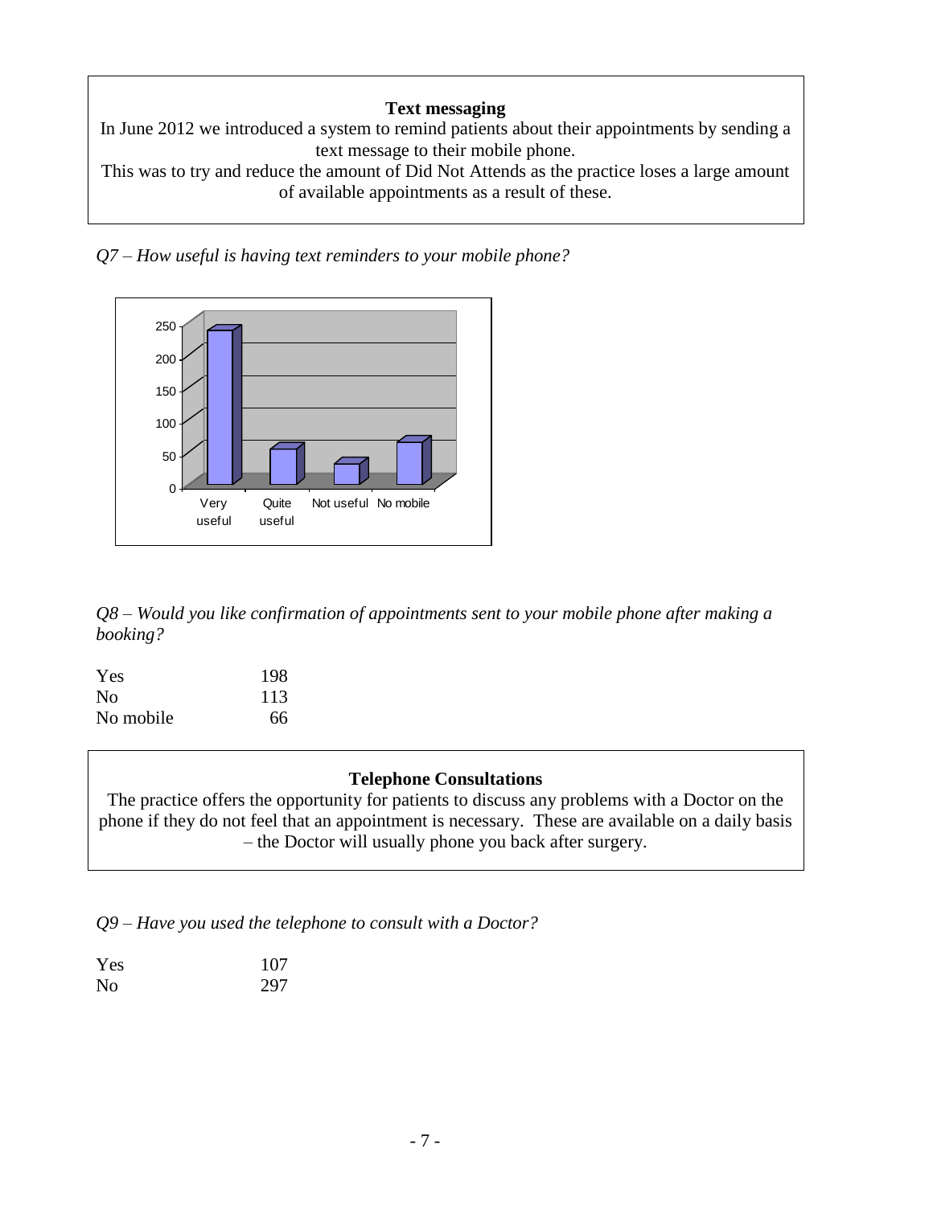**Text messaging**

In June 2012 we introduced a system to remind patients about their appointments by sending a text message to their mobile phone.

This was to try and reduce the amount of Did Not Attends as the practice loses a large amount of available appointments as a result of these.

*Q7 – How useful is having text reminders to your mobile phone?*

*Q8 – Would you like confirmation of appointments sent to your mobile phone after making a booking?*

| | |
|---|---|
| Yes | 198 |
| No | 113 |
| No mobile | 66 |

**Telephone Consultations**

The practice offers the opportunity for patients to discuss any problems with a Doctor on the phone if they do not feel that an appointment is necessary. These are available on a daily basis – the Doctor will usually phone you back after surgery.

*Q9 – Have you used the telephone to consult with a Doctor?*

| | |
|---|---|
| Yes | 107 |
| No | 297 |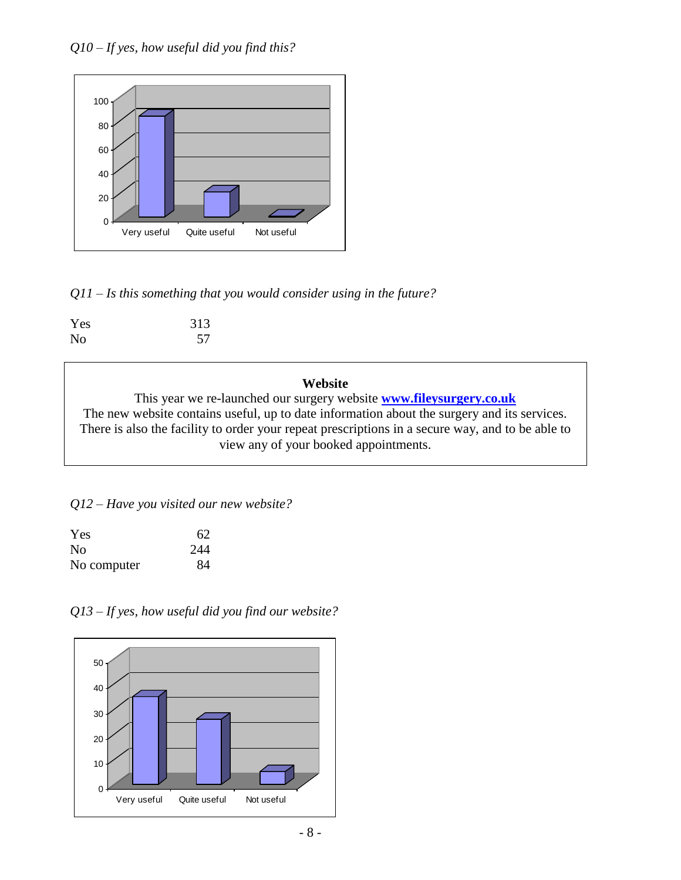*Q10 – If yes, how useful did you find this?*

*Q11 – Is this something that you would consider using in the future?*

| | |
|---|---|
| Yes | 313 |
| No | 57 |

**Website**

This year we re-launched our surgery website **[www.fileysurgery.co.uk](http://www.fileysurgery.co.uk)**
The new website contains useful, up to date information about the surgery and its services. There is also the facility to order your repeat prescriptions in a secure way, and to be able to view any of your booked appointments.

*Q12 – Have you visited our new website?*

| | |
|---|---|
| Yes | 62 |
| No | 244 |
| No computer | 84 |

*Q13 – If yes, how useful did you find our website?*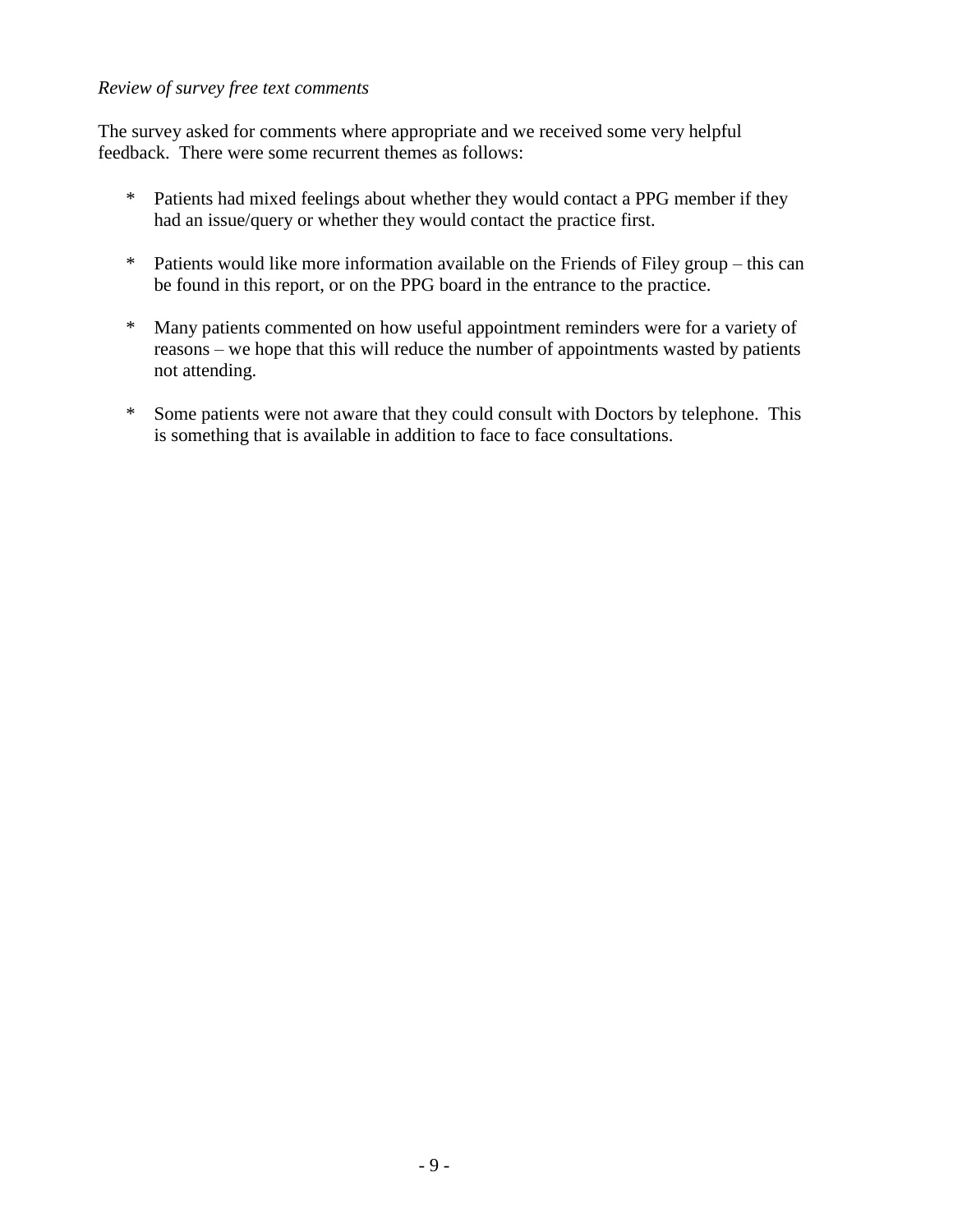*Review of survey free text comments*

The survey asked for comments where appropriate and we received some very helpful feedback. There were some recurrent themes as follows:

* Patients had mixed feelings about whether they would contact a PPG member if they had an issue/query or whether they would contact the practice first.

* Patients would like more information available on the Friends of Filey group – this can be found in this report, or on the PPG board in the entrance to the practice.

* Many patients commented on how useful appointment reminders were for a variety of reasons – we hope that this will reduce the number of appointments wasted by patients not attending.

* Some patients were not aware that they could consult with Doctors by telephone. This is something that is available in addition to face to face consultations.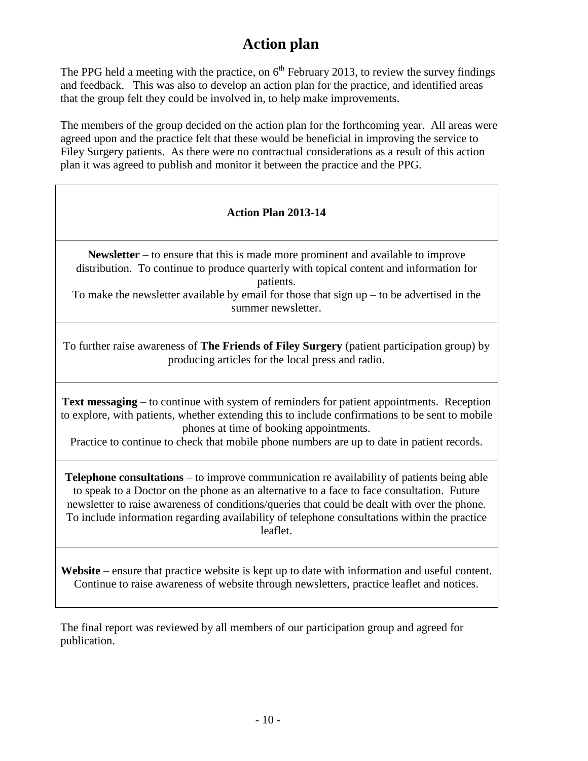# Action plan

The PPG held a meeting with the practice, on 6th February 2013, to review the survey findings and feedback. This was also to develop an action plan for the practice, and identified areas that the group felt they could be involved in, to help make improvements.

The members of the group decided on the action plan for the forthcoming year. All areas were agreed upon and the practice felt that these would be beneficial in improving the service to Filey Surgery patients. As there were no contractual considerations as a result of this action plan it was agreed to publish and monitor it between the practice and the PPG.

| **Action Plan 2013-14** |
|---|
| **Newsletter** – to ensure that this is made more prominent and available to improve distribution. To continue to produce quarterly with topical content and information for patients. To make the newsletter available by email for those that sign up – to be advertised in the summer newsletter. |
| To further raise awareness of **The Friends of Filey Surgery** (patient participation group) by producing articles for the local press and radio. |
| **Text messaging** – to continue with system of reminders for patient appointments. Reception to explore, with patients, whether extending this to include confirmations to be sent to mobile phones at time of booking appointments. Practice to continue to check that mobile phone numbers are up to date in patient records. |
| **Telephone consultations** – to improve communication re availability of patients being able to speak to a Doctor on the phone as an alternative to a face to face consultation. Future newsletter to raise awareness of conditions/queries that could be dealt with over the phone. To include information regarding availability of telephone consultations within the practice leaflet. |
| **Website** – ensure that practice website is kept up to date with information and useful content. Continue to raise awareness of website through newsletters, practice leaflet and notices. |

The final report was reviewed by all members of our participation group and agreed for publication.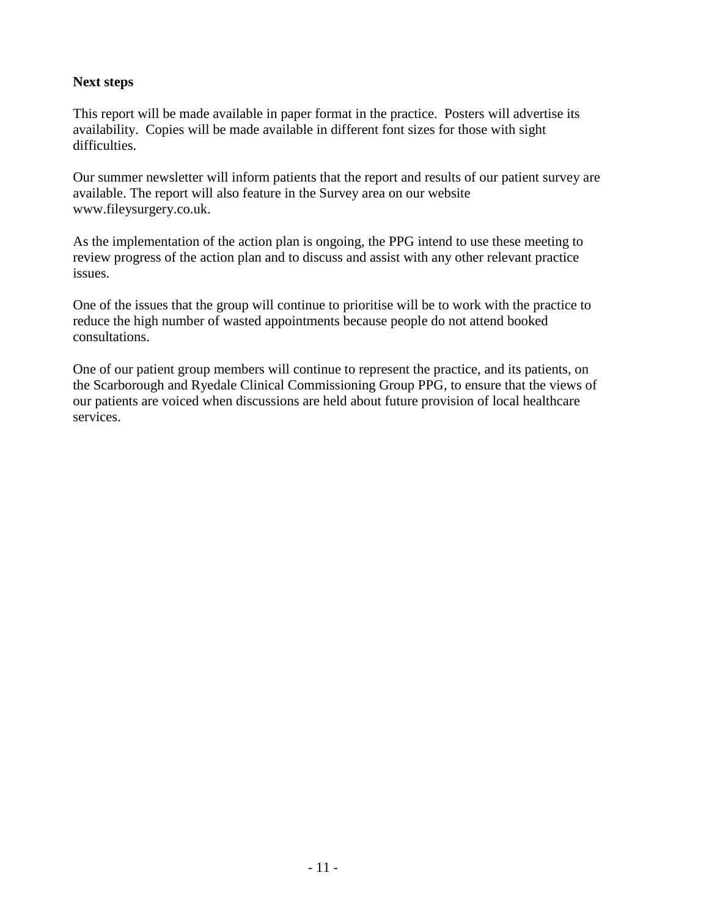**Next steps**

This report will be made available in paper format in the practice. Posters will advertise its availability. Copies will be made available in different font sizes for those with sight difficulties.

Our summer newsletter will inform patients that the report and results of our patient survey are available. The report will also feature in the Survey area on our website www.fileysurgery.co.uk.

As the implementation of the action plan is ongoing, the PPG intend to use these meeting to review progress of the action plan and to discuss and assist with any other relevant practice issues.

One of the issues that the group will continue to prioritise will be to work with the practice to reduce the high number of wasted appointments because people do not attend booked consultations.

One of our patient group members will continue to represent the practice, and its patients, on the Scarborough and Ryedale Clinical Commissioning Group PPG, to ensure that the views of our patients are voiced when discussions are held about future provision of local healthcare services.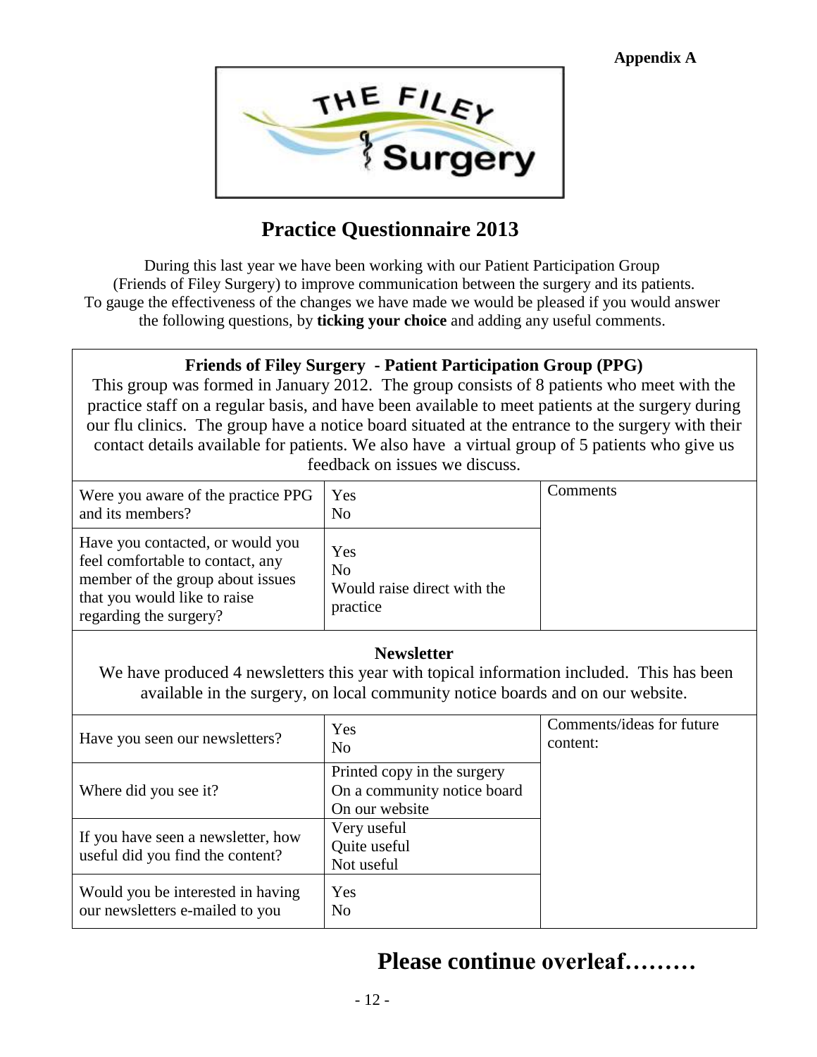**Appendix A**

THE FILEY Surgery

# Practice Questionnaire 2013

During this last year we have been working with our Patient Participation Group (Friends of Filey Surgery) to improve communication between the surgery and its patients. To gauge the effectiveness of the changes we have made we would be pleased if you would answer the following questions, by **ticking your choice** and adding any useful comments.

**Friends of Filey Surgery - Patient Participation Group (PPG)**

This group was formed in January 2012. The group consists of 8 patients who meet with the practice staff on a regular basis, and have been available to meet patients at the surgery during our flu clinics. The group have a notice board situated at the entrance to the surgery with their contact details available for patients. We also have a virtual group of 5 patients who give us feedback on issues we discuss.

| Question | Choice | Comments |
|---|---|---|
| Were you aware of the practice PPG and its members? | Yes<br>No | |
| Have you contacted, or would you feel comfortable to contact, any member of the group about issues that you would like to raise regarding the surgery? | Yes<br>No<br>Would raise direct with the practice | |

**Newsletter**

We have produced 4 newsletters this year with topical information included. This has been available in the surgery, on local community notice boards and on our website.

| Question | Choice | Comments/ideas for future content: |
|---|---|---|
| Have you seen our newsletters? | Yes<br>No | |
| Where did you see it? | Printed copy in the surgery<br>On a community notice board<br>On our website | |
| If you have seen a newsletter, how useful did you find the content? | Very useful<br>Quite useful<br>Not useful | |
| Would you be interested in having our newsletters e-mailed to you | Yes<br>No | |

**Please continue overleaf………**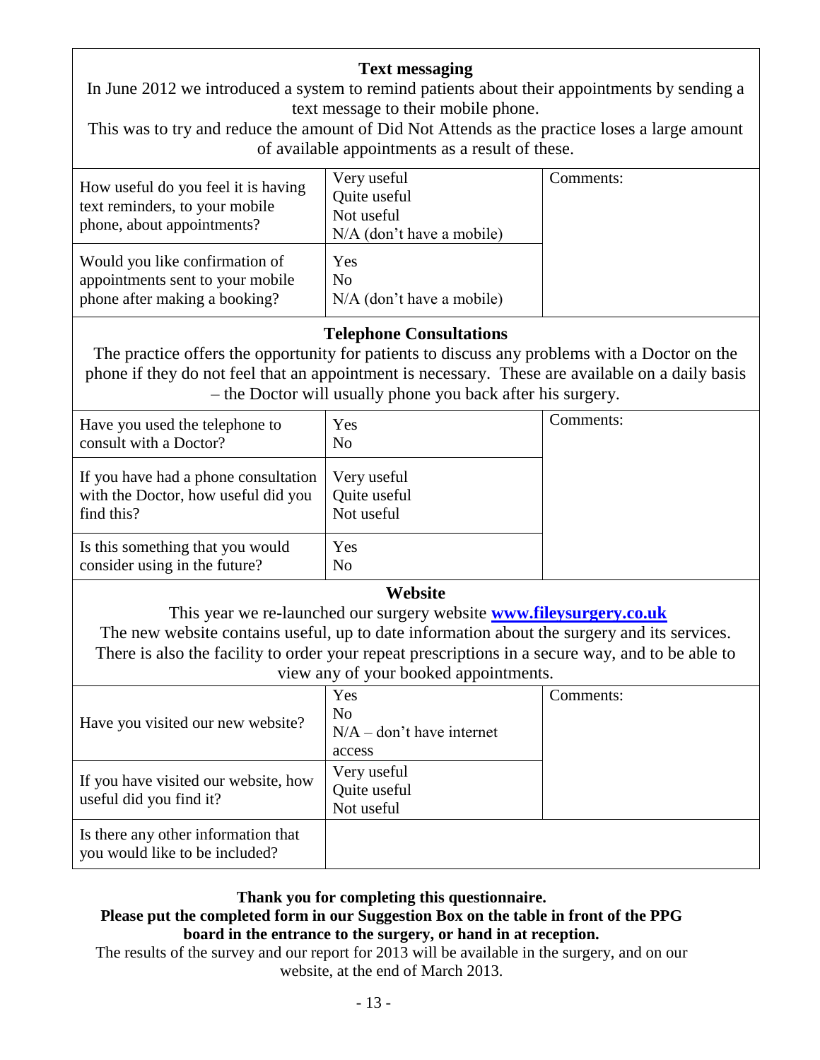## Text messaging

In June 2012 we introduced a system to remind patients about their appointments by sending a text message to their mobile phone.

This was to try and reduce the amount of Did Not Attends as the practice loses a large amount of available appointments as a result of these.

| Question | Options | Comments: |
|---|---|---|
| How useful do you feel it is having text reminders, to your mobile phone, about appointments? | Very useful<br>Quite useful<br>Not useful<br>N/A (don't have a mobile) | |
| Would you like confirmation of appointments sent to your mobile phone after making a booking? | Yes<br>No<br>N/A (don't have a mobile) | |

## Telephone Consultations

The practice offers the opportunity for patients to discuss any problems with a Doctor on the phone if they do not feel that an appointment is necessary. These are available on a daily basis – the Doctor will usually phone you back after his surgery.

| Question | Options | Comments: |
|---|---|---|
| Have you used the telephone to consult with a Doctor? | Yes<br>No | |
| If you have had a phone consultation with the Doctor, how useful did you find this? | Very useful<br>Quite useful<br>Not useful | |
| Is this something that you would consider using in the future? | Yes<br>No | |

## Website

This year we re-launched our surgery website **www.fileysurgery.co.uk**

The new website contains useful, up to date information about the surgery and its services. There is also the facility to order your repeat prescriptions in a secure way, and to be able to view any of your booked appointments.

| Question | Options | Comments: |
|---|---|---|
| Have you visited our new website? | Yes<br>No<br>N/A – don't have internet access | |
| If you have visited our website, how useful did you find it? | Very useful<br>Quite useful<br>Not useful | |
| Is there any other information that you would like to be included? | | |

**Thank you for completing this questionnaire.**
**Please put the completed form in our Suggestion Box on the table in front of the PPG board in the entrance to the surgery, or hand in at reception.**

The results of the survey and our report for 2013 will be available in the surgery, and on our website, at the end of March 2013.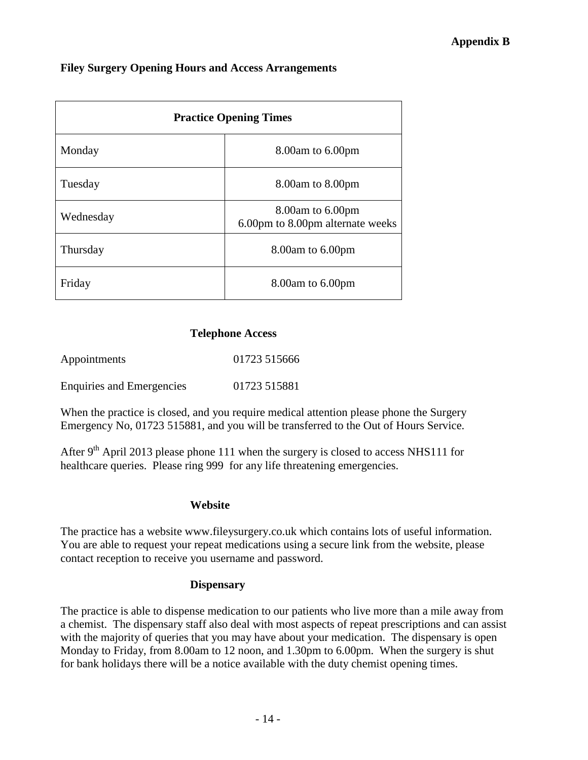**Appendix B**

**Filey Surgery Opening Hours and Access Arrangements**

| Practice Opening Times | |
|---|---|
| Monday | 8.00am to 6.00pm |
| Tuesday | 8.00am to 8.00pm |
| Wednesday | 8.00am to 6.00pm<br>6.00pm to 8.00pm alternate weeks |
| Thursday | 8.00am to 6.00pm |
| Friday | 8.00am to 6.00pm |

**Telephone Access**

Appointments 01723 515666

Enquiries and Emergencies 01723 515881

When the practice is closed, and you require medical attention please phone the Surgery Emergency No, 01723 515881, and you will be transferred to the Out of Hours Service.

After 9th April 2013 please phone 111 when the surgery is closed to access NHS111 for healthcare queries. Please ring 999 for any life threatening emergencies.

**Website**

The practice has a website www.fileysurgery.co.uk which contains lots of useful information. You are able to request your repeat medications using a secure link from the website, please contact reception to receive you username and password.

**Dispensary**

The practice is able to dispense medication to our patients who live more than a mile away from a chemist. The dispensary staff also deal with most aspects of repeat prescriptions and can assist with the majority of queries that you may have about your medication. The dispensary is open Monday to Friday, from 8.00am to 12 noon, and 1.30pm to 6.00pm. When the surgery is shut for bank holidays there will be a notice available with the duty chemist opening times.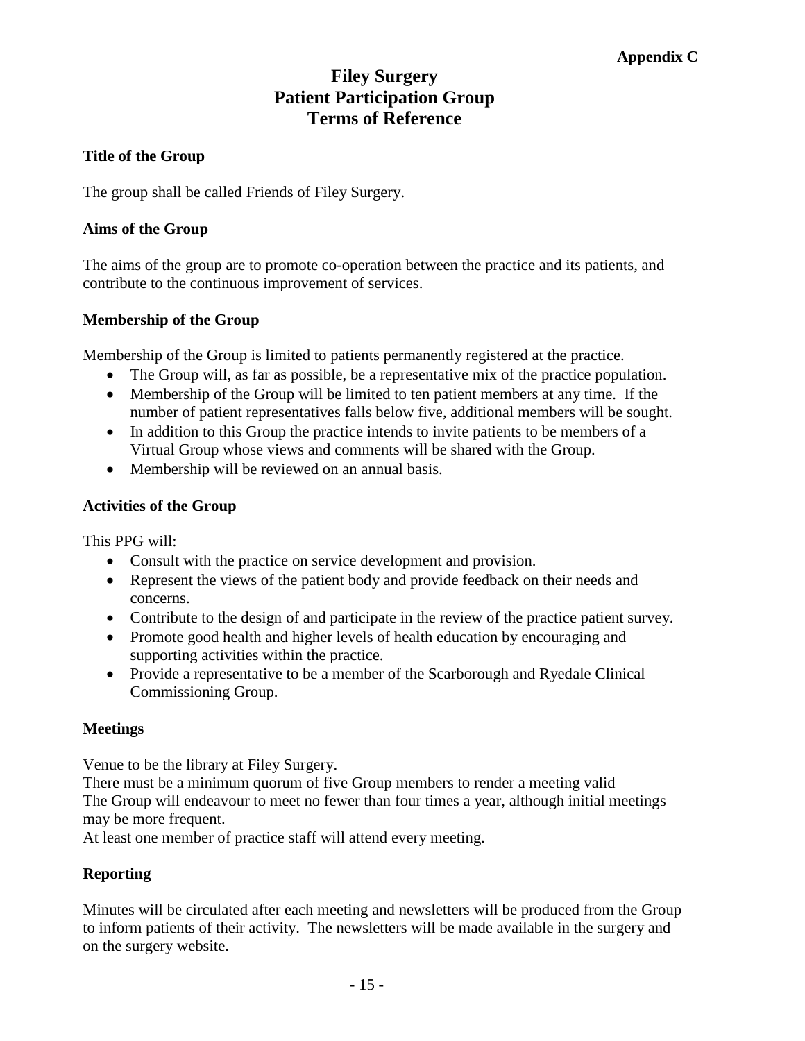**Appendix C**

# Filey Surgery
# Patient Participation Group
# Terms of Reference

### Title of the Group

The group shall be called Friends of Filey Surgery.

### Aims of the Group

The aims of the group are to promote co-operation between the practice and its patients, and contribute to the continuous improvement of services.

### Membership of the Group

Membership of the Group is limited to patients permanently registered at the practice.

- The Group will, as far as possible, be a representative mix of the practice population.
- Membership of the Group will be limited to ten patient members at any time. If the number of patient representatives falls below five, additional members will be sought.
- In addition to this Group the practice intends to invite patients to be members of a Virtual Group whose views and comments will be shared with the Group.
- Membership will be reviewed on an annual basis.

### Activities of the Group

This PPG will:

- Consult with the practice on service development and provision.
- Represent the views of the patient body and provide feedback on their needs and concerns.
- Contribute to the design of and participate in the review of the practice patient survey.
- Promote good health and higher levels of health education by encouraging and supporting activities within the practice.
- Provide a representative to be a member of the Scarborough and Ryedale Clinical Commissioning Group.

### Meetings

Venue to be the library at Filey Surgery.
There must be a minimum quorum of five Group members to render a meeting valid
The Group will endeavour to meet no fewer than four times a year, although initial meetings may be more frequent.
At least one member of practice staff will attend every meeting.

### Reporting

Minutes will be circulated after each meeting and newsletters will be produced from the Group to inform patients of their activity. The newsletters will be made available in the surgery and on the surgery website.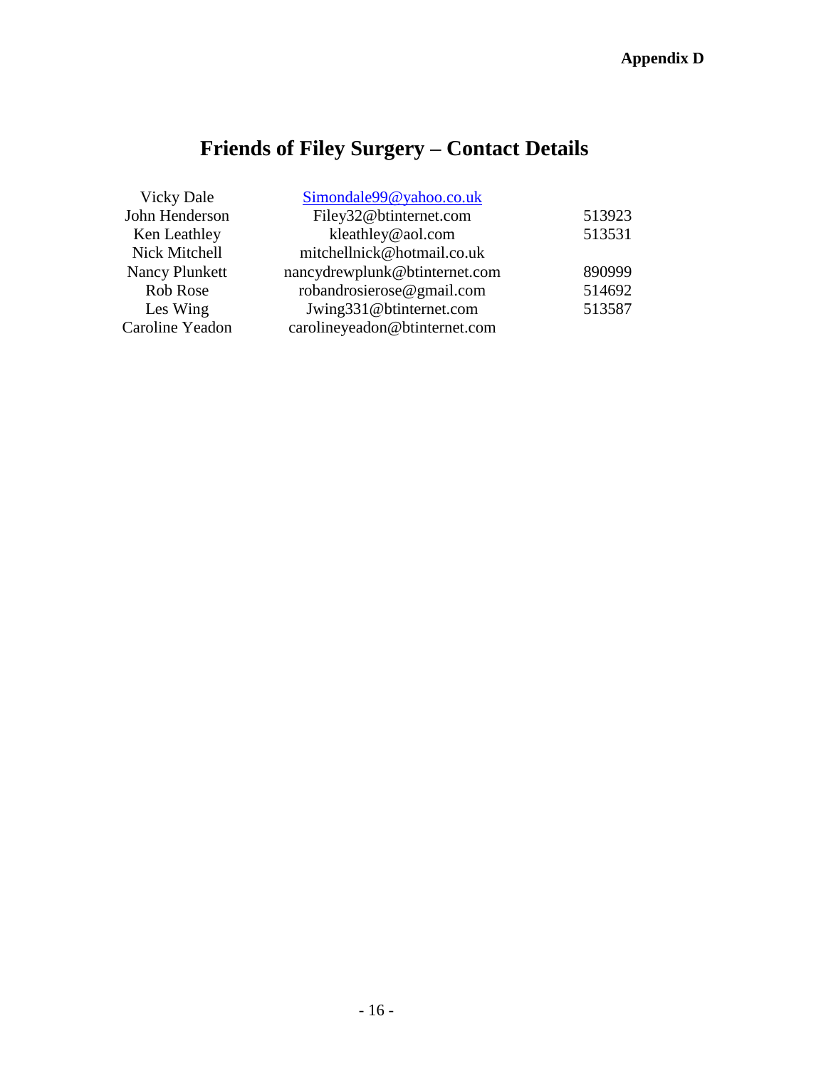**Appendix D**

# Friends of Filey Surgery – Contact Details

| | | |
|---|---|---|
| Vicky Dale | Simondale99@yahoo.co.uk | |
| John Henderson | Filey32@btinternet.com | 513923 |
| Ken Leathley | kleathley@aol.com | 513531 |
| Nick Mitchell | mitchellnick@hotmail.co.uk | |
| Nancy Plunkett | nancydrewplunk@btinternet.com | 890999 |
| Rob Rose | robandrosierose@gmail.com | 514692 |
| Les Wing | Jwing331@btinternet.com | 513587 |
| Caroline Yeadon | carolineyeadon@btinternet.com | |